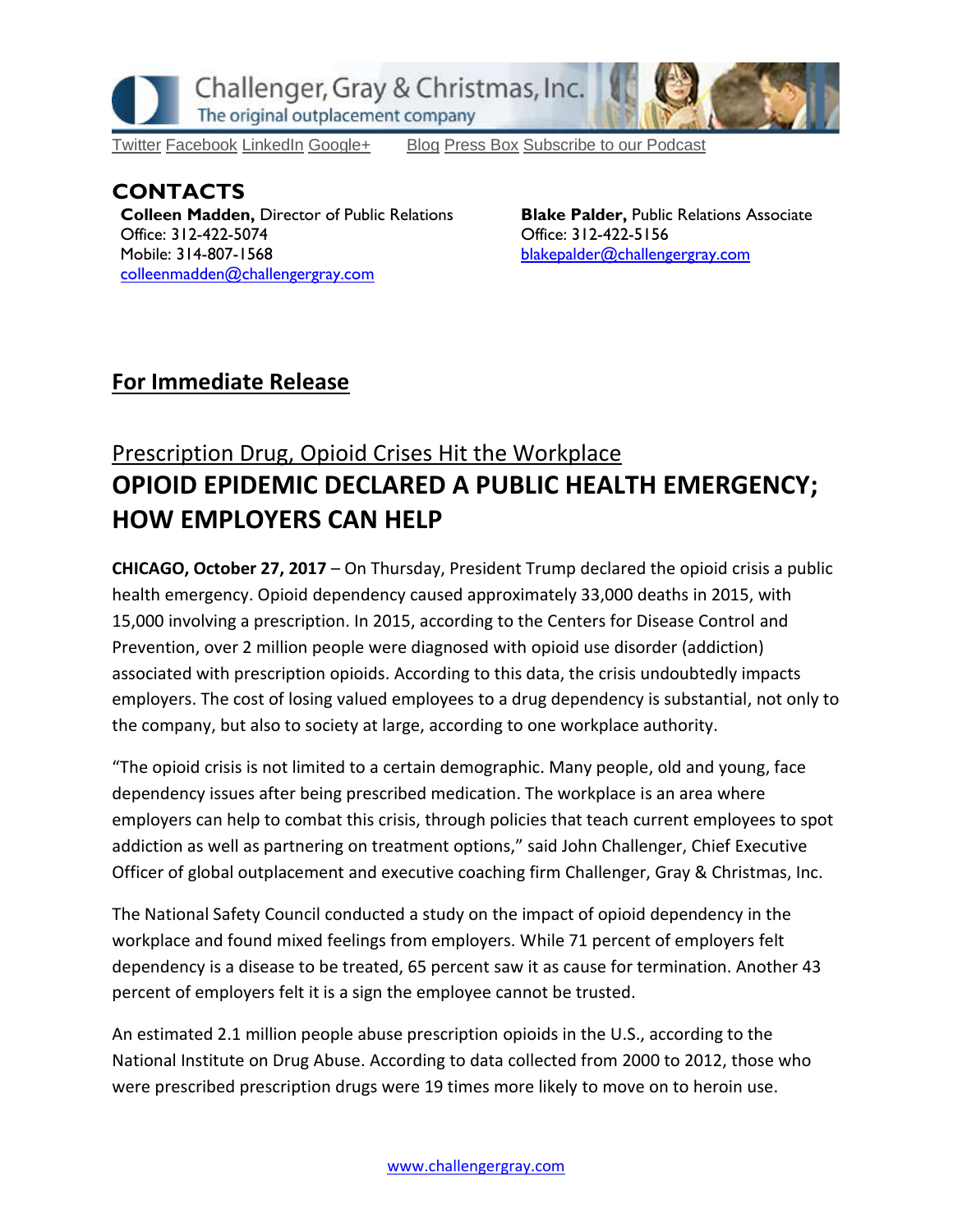Challenger, Gray & Christmas, Inc.
The original outplacement company

Twitter Facebook LinkedIn Google+ Blog Press Box Subscribe to our Podcast

## CONTACTS

**Colleen Madden,** Director of Public Relations
Office: 312-422-5074
Mobile: 314-807-1568
colleenmadden@challengergray.com

**Blake Palder,** Public Relations Associate
Office: 312-422-5156
blakepalder@challengergray.com

## For Immediate Release

### Prescription Drug, Opioid Crises Hit the Workplace

# OPIOID EPIDEMIC DECLARED A PUBLIC HEALTH EMERGENCY; HOW EMPLOYERS CAN HELP

**CHICAGO, October 27, 2017** – On Thursday, President Trump declared the opioid crisis a public health emergency. Opioid dependency caused approximately 33,000 deaths in 2015, with 15,000 involving a prescription. In 2015, according to the Centers for Disease Control and Prevention, over 2 million people were diagnosed with opioid use disorder (addiction) associated with prescription opioids. According to this data, the crisis undoubtedly impacts employers. The cost of losing valued employees to a drug dependency is substantial, not only to the company, but also to society at large, according to one workplace authority.

"The opioid crisis is not limited to a certain demographic. Many people, old and young, face dependency issues after being prescribed medication. The workplace is an area where employers can help to combat this crisis, through policies that teach current employees to spot addiction as well as partnering on treatment options," said John Challenger, Chief Executive Officer of global outplacement and executive coaching firm Challenger, Gray & Christmas, Inc.

The National Safety Council conducted a study on the impact of opioid dependency in the workplace and found mixed feelings from employers. While 71 percent of employers felt dependency is a disease to be treated, 65 percent saw it as cause for termination. Another 43 percent of employers felt it is a sign the employee cannot be trusted.

An estimated 2.1 million people abuse prescription opioids in the U.S., according to the National Institute on Drug Abuse. According to data collected from 2000 to 2012, those who were prescribed prescription drugs were 19 times more likely to move on to heroin use.

www.challengergray.com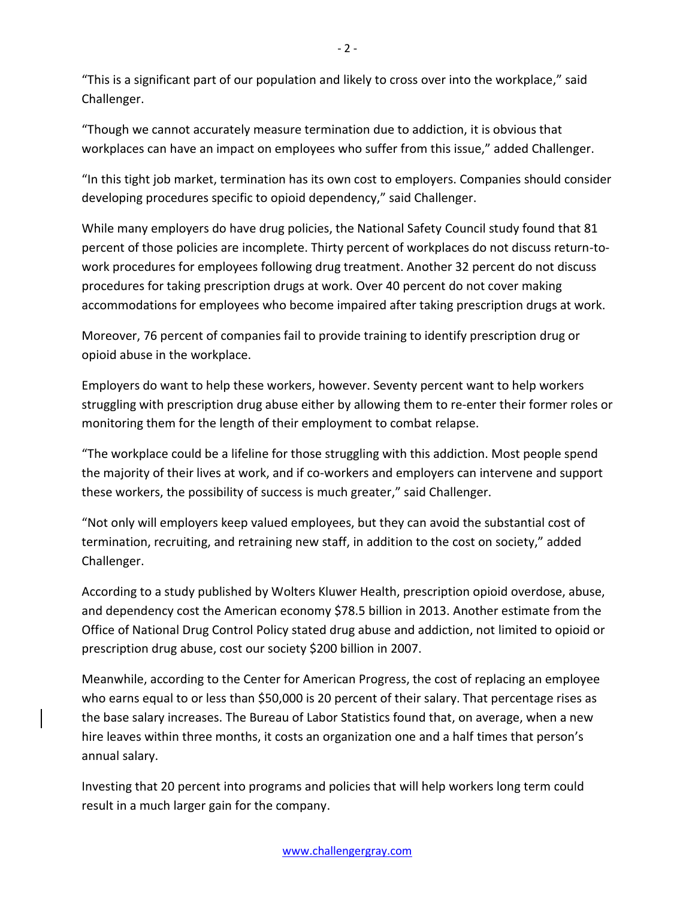"This is a significant part of our population and likely to cross over into the workplace," said Challenger.

"Though we cannot accurately measure termination due to addiction, it is obvious that workplaces can have an impact on employees who suffer from this issue," added Challenger.

"In this tight job market, termination has its own cost to employers. Companies should consider developing procedures specific to opioid dependency," said Challenger.

While many employers do have drug policies, the National Safety Council study found that 81 percent of those policies are incomplete. Thirty percent of workplaces do not discuss return-to-work procedures for employees following drug treatment. Another 32 percent do not discuss procedures for taking prescription drugs at work. Over 40 percent do not cover making accommodations for employees who become impaired after taking prescription drugs at work.

Moreover, 76 percent of companies fail to provide training to identify prescription drug or opioid abuse in the workplace.

Employers do want to help these workers, however. Seventy percent want to help workers struggling with prescription drug abuse either by allowing them to re-enter their former roles or monitoring them for the length of their employment to combat relapse.

"The workplace could be a lifeline for those struggling with this addiction. Most people spend the majority of their lives at work, and if co-workers and employers can intervene and support these workers, the possibility of success is much greater," said Challenger.

"Not only will employers keep valued employees, but they can avoid the substantial cost of termination, recruiting, and retraining new staff, in addition to the cost on society," added Challenger.

According to a study published by Wolters Kluwer Health, prescription opioid overdose, abuse, and dependency cost the American economy $78.5 billion in 2013. Another estimate from the Office of National Drug Control Policy stated drug abuse and addiction, not limited to opioid or prescription drug abuse, cost our society $200 billion in 2007.

Meanwhile, according to the Center for American Progress, the cost of replacing an employee who earns equal to or less than $50,000 is 20 percent of their salary. That percentage rises as the base salary increases. The Bureau of Labor Statistics found that, on average, when a new hire leaves within three months, it costs an organization one and a half times that person's annual salary.

Investing that 20 percent into programs and policies that will help workers long term could result in a much larger gain for the company.

www.challengergray.com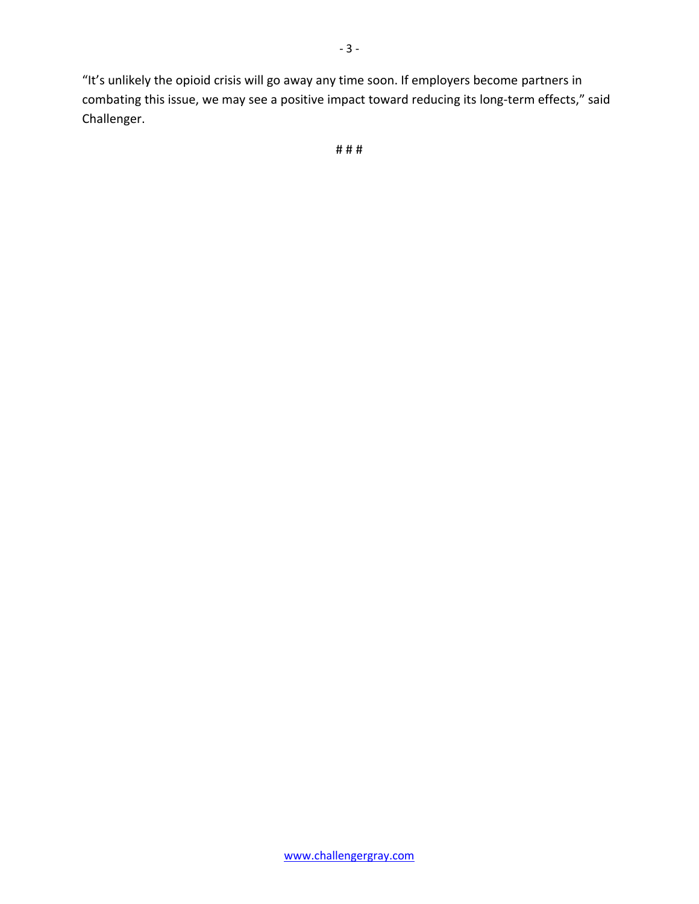"It's unlikely the opioid crisis will go away any time soon. If employers become partners in combating this issue, we may see a positive impact toward reducing its long-term effects," said Challenger.

# # #

www.challengergray.com